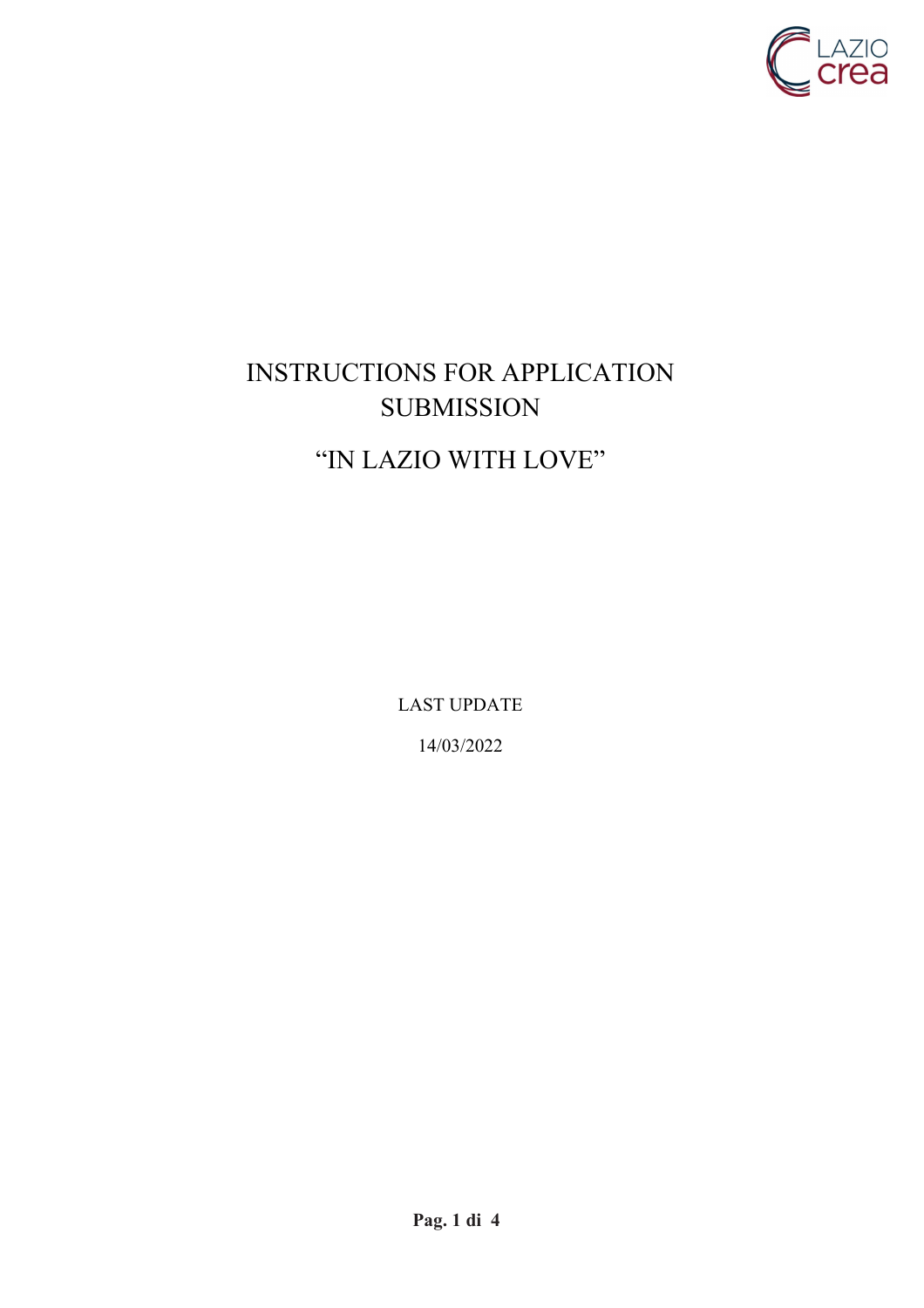# INSTRUCTIONS FOR APPLICATION SUBMISSION

# "IN LAZIO WITH LOVE"

LAST UPDATE

14/03/2022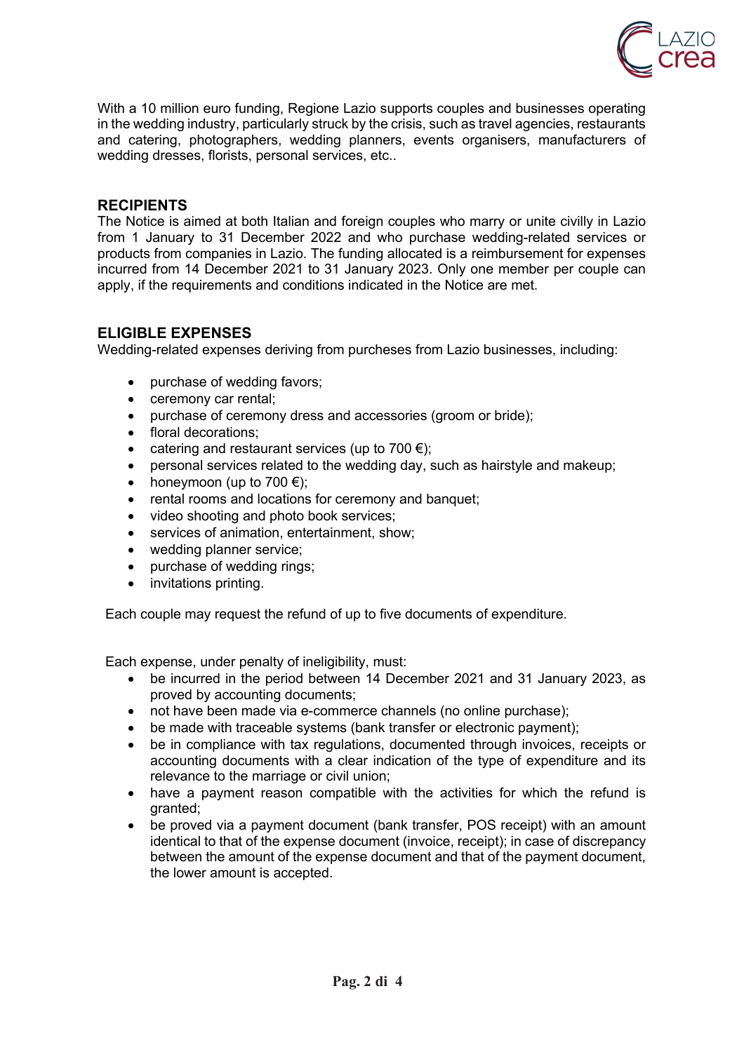With a 10 million euro funding, Regione Lazio supports couples and businesses operating in the wedding industry, particularly struck by the crisis, such as travel agencies, restaurants and catering, photographers, wedding planners, events organisers, manufacturers of wedding dresses, florists, personal services, etc..

## RECIPIENTS

The Notice is aimed at both Italian and foreign couples who marry or unite civilly in Lazio from 1 January to 31 December 2022 and who purchase wedding-related services or products from companies in Lazio. The funding allocated is a reimbursement for expenses incurred from 14 December 2021 to 31 January 2023. Only one member per couple can apply, if the requirements and conditions indicated in the Notice are met.

## ELIGIBLE EXPENSES

Wedding-related expenses deriving from purcheses from Lazio businesses, including:

- purchase of wedding favors;
- ceremony car rental;
- purchase of ceremony dress and accessories (groom or bride);
- floral decorations;
- catering and restaurant services (up to 700 €);
- personal services related to the wedding day, such as hairstyle and makeup;
- honeymoon (up to 700 €);
- rental rooms and locations for ceremony and banquet;
- video shooting and photo book services;
- services of animation, entertainment, show;
- wedding planner service;
- purchase of wedding rings;
- invitations printing.

Each couple may request the refund of up to five documents of expenditure.

Each expense, under penalty of ineligibility, must:

- be incurred in the period between 14 December 2021 and 31 January 2023, as proved by accounting documents;
- not have been made via e-commerce channels (no online purchase);
- be made with traceable systems (bank transfer or electronic payment);
- be in compliance with tax regulations, documented through invoices, receipts or accounting documents with a clear indication of the type of expenditure and its relevance to the marriage or civil union;
- have a payment reason compatible with the activities for which the refund is granted;
- be proved via a payment document (bank transfer, POS receipt) with an amount identical to that of the expense document (invoice, receipt); in case of discrepancy between the amount of the expense document and that of the payment document, the lower amount is accepted.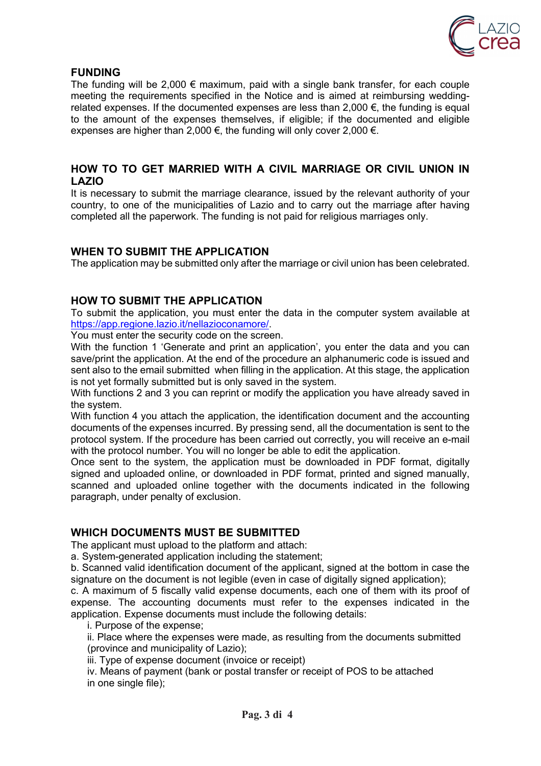## FUNDING

The funding will be 2,000 € maximum, paid with a single bank transfer, for each couple meeting the requirements specified in the Notice and is aimed at reimbursing wedding-related expenses. If the documented expenses are less than 2,000 €, the funding is equal to the amount of the expenses themselves, if eligible; if the documented and eligible expenses are higher than 2,000 €, the funding will only cover 2,000 €.

## HOW TO TO GET MARRIED WITH A CIVIL MARRIAGE OR CIVIL UNION IN LAZIO

It is necessary to submit the marriage clearance, issued by the relevant authority of your country, to one of the municipalities of Lazio and to carry out the marriage after having completed all the paperwork. The funding is not paid for religious marriages only.

## WHEN TO SUBMIT THE APPLICATION

The application may be submitted only after the marriage or civil union has been celebrated.

## HOW TO SUBMIT THE APPLICATION

To submit the application, you must enter the data in the computer system available at [https://app.regione.lazio.it/nellazioconamore/](https://app.regione.lazio.it/nellazioconamore/).

You must enter the security code on the screen.

With the function 1 'Generate and print an application', you enter the data and you can save/print the application. At the end of the procedure an alphanumeric code is issued and sent also to the email submitted when filling in the application. At this stage, the application is not yet formally submitted but is only saved in the system.

With functions 2 and 3 you can reprint or modify the application you have already saved in the system.

With function 4 you attach the application, the identification document and the accounting documents of the expenses incurred. By pressing send, all the documentation is sent to the protocol system. If the procedure has been carried out correctly, you will receive an e-mail with the protocol number. You will no longer be able to edit the application.

Once sent to the system, the application must be downloaded in PDF format, digitally signed and uploaded online, or downloaded in PDF format, printed and signed manually, scanned and uploaded online together with the documents indicated in the following paragraph, under penalty of exclusion.

## WHICH DOCUMENTS MUST BE SUBMITTED

The applicant must upload to the platform and attach:

a. System-generated application including the statement;

b. Scanned valid identification document of the applicant, signed at the bottom in case the signature on the document is not legible (even in case of digitally signed application);

c. A maximum of 5 fiscally valid expense documents, each one of them with its proof of expense. The accounting documents must refer to the expenses indicated in the application. Expense documents must include the following details:

  i. Purpose of the expense;

  ii. Place where the expenses were made, as resulting from the documents submitted (province and municipality of Lazio);

  iii. Type of expense document (invoice or receipt)

  iv. Means of payment (bank or postal transfer or receipt of POS to be attached in one single file);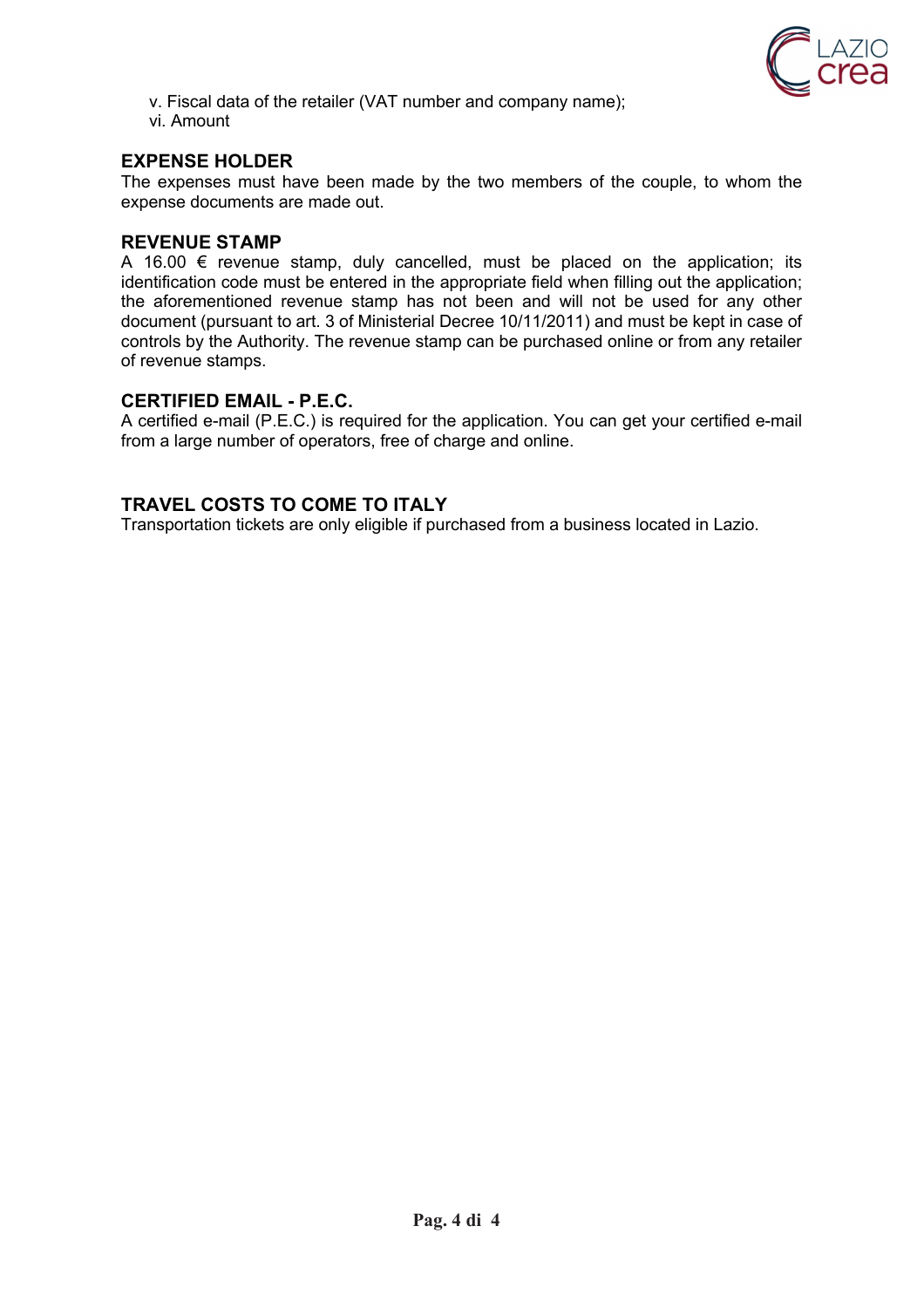v. Fiscal data of the retailer (VAT number and company name);
vi. Amount

## EXPENSE HOLDER

The expenses must have been made by the two members of the couple, to whom the expense documents are made out.

## REVENUE STAMP

A 16.00 € revenue stamp, duly cancelled, must be placed on the application; its identification code must be entered in the appropriate field when filling out the application; the aforementioned revenue stamp has not been and will not be used for any other document (pursuant to art. 3 of Ministerial Decree 10/11/2011) and must be kept in case of controls by the Authority. The revenue stamp can be purchased online or from any retailer of revenue stamps.

## CERTIFIED EMAIL - P.E.C.

A certified e-mail (P.E.C.) is required for the application. You can get your certified e-mail from a large number of operators, free of charge and online.

## TRAVEL COSTS TO COME TO ITALY

Transportation tickets are only eligible if purchased from a business located in Lazio.